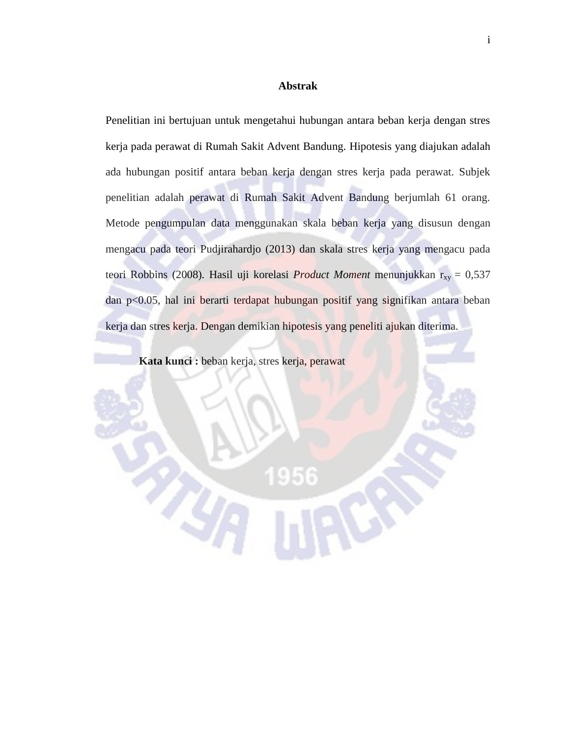## Abstrak

Penelitian ini bertujuan untuk mengetahui hubungan antara beban kerja dengan stres kerja pada perawat di Rumah Sakit Advent Bandung. Hipotesis yang diajukan adalah ada hubungan positif antara beban kerja dengan stres kerja pada perawat. Subjek penelitian adalah perawat di Rumah Sakit Advent Bandung berjumlah 61 orang. Metode pengumpulan data menggunakan skala beban kerja yang disusun dengan mengacu pada teori Pudjirahardjo (2013) dan skala stres kerja yang mengacu pada teori Robbins (2008). Hasil uji korelasi *Product Moment* menunjukkan $r_{xy} = 0{,}537$ dan $p<0.05$, hal ini berarti terdapat hubungan positif yang signifikan antara beban kerja dan stres kerja. Dengan demikian hipotesis yang peneliti ajukan diterima.

**Kata kunci :** beban kerja, stres kerja, perawat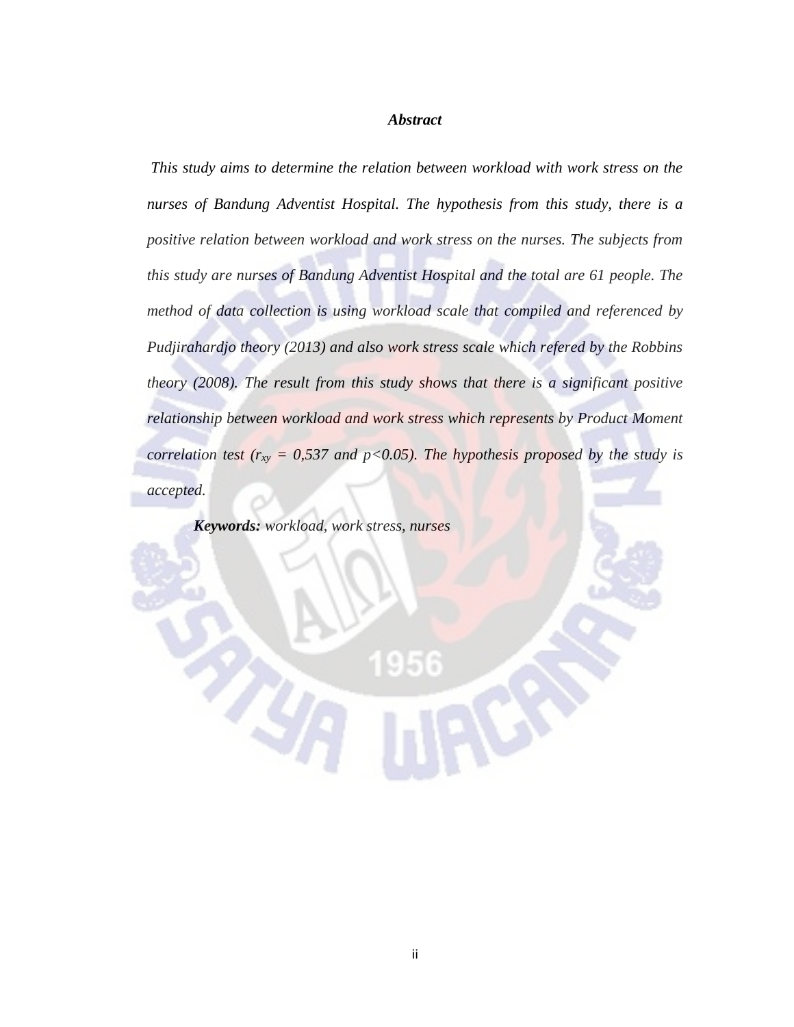## *Abstract*

*This study aims to determine the relation between workload with work stress on the nurses of Bandung Adventist Hospital. The hypothesis from this study, there is a positive relation between workload and work stress on the nurses. The subjects from this study are nurses of Bandung Adventist Hospital and the total are 61 people. The method of data collection is using workload scale that compiled and referenced by Pudjirahardjo theory (2013) and also work stress scale which refered by the Robbins theory (2008). The result from this study shows that there is a significant positive relationship between workload and work stress which represents by Product Moment correlation test ($r_{xy}$ = 0,537 and $p<0.05$). The hypothesis proposed by the study is accepted.*

***Keywords:*** *workload, work stress, nurses*